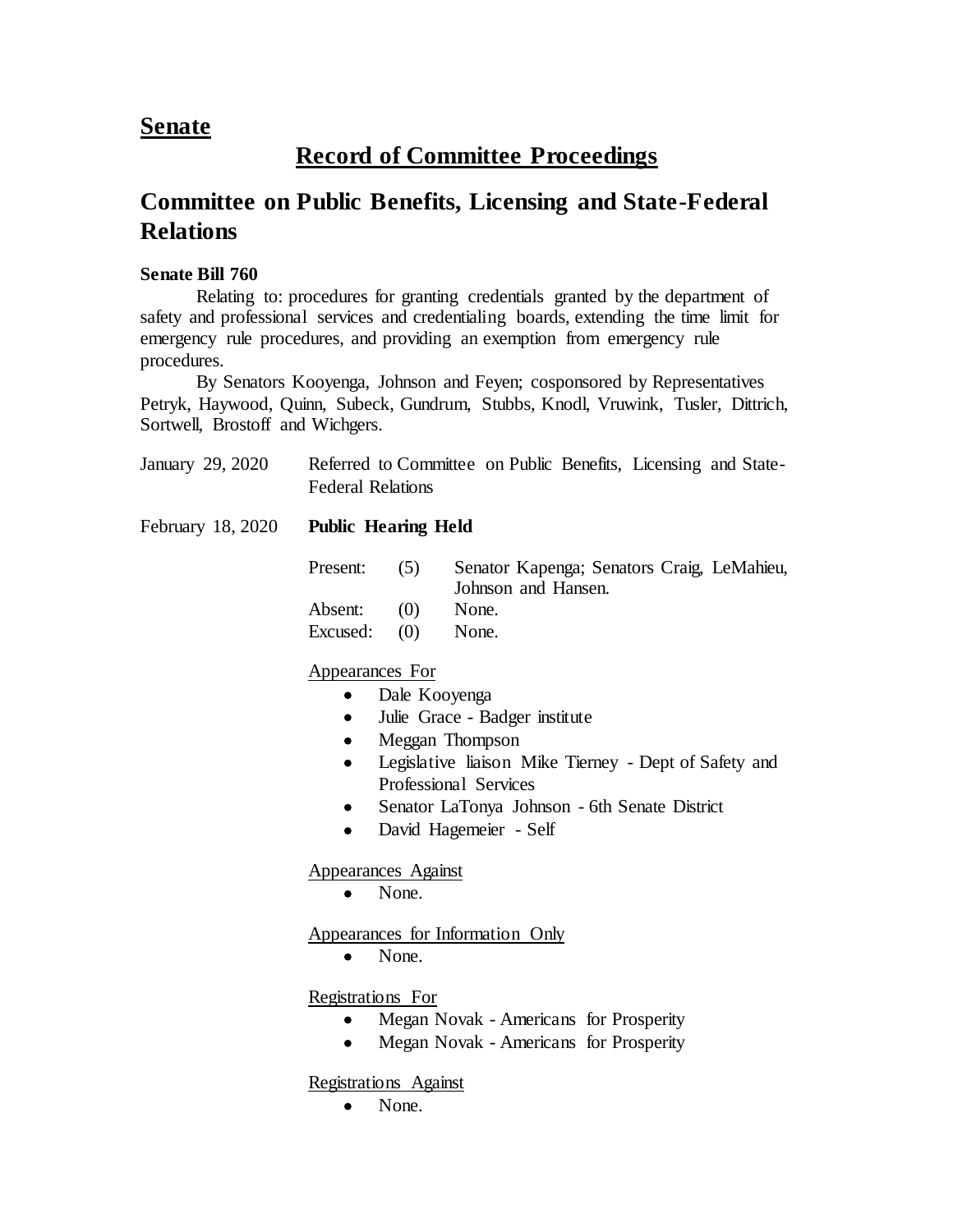## Senate

# Record of Committee Proceedings

## Committee on Public Benefits, Licensing and State-Federal Relations

**Senate Bill 760**

Relating to: procedures for granting credentials granted by the department of safety and professional services and credentialing boards, extending the time limit for emergency rule procedures, and providing an exemption from emergency rule procedures.

By Senators Kooyenga, Johnson and Feyen; cosponsored by Representatives Petryk, Haywood, Quinn, Subeck, Gundrum, Stubbs, Knodl, Vruwink, Tusler, Dittrich, Sortwell, Brostoff and Wichgers.

January 29, 2020 — Referred to Committee on Public Benefits, Licensing and State-Federal Relations

February 18, 2020 — **Public Hearing Held**

| | | |
|---|---|---|
| Present: | (5) | Senator Kapenga; Senators Craig, LeMahieu, Johnson and Hansen. |
| Absent: | (0) | None. |
| Excused: | (0) | None. |

Appearances For

- Dale Kooyenga
- Julie Grace - Badger institute
- Meggan Thompson
- Legislative liaison Mike Tierney - Dept of Safety and Professional Services
- Senator LaTonya Johnson - 6th Senate District
- David Hagemeier - Self

Appearances Against

- None.

Appearances for Information Only

- None.

Registrations For

- Megan Novak - Americans for Prosperity
- Megan Novak - Americans for Prosperity

Registrations Against

- None.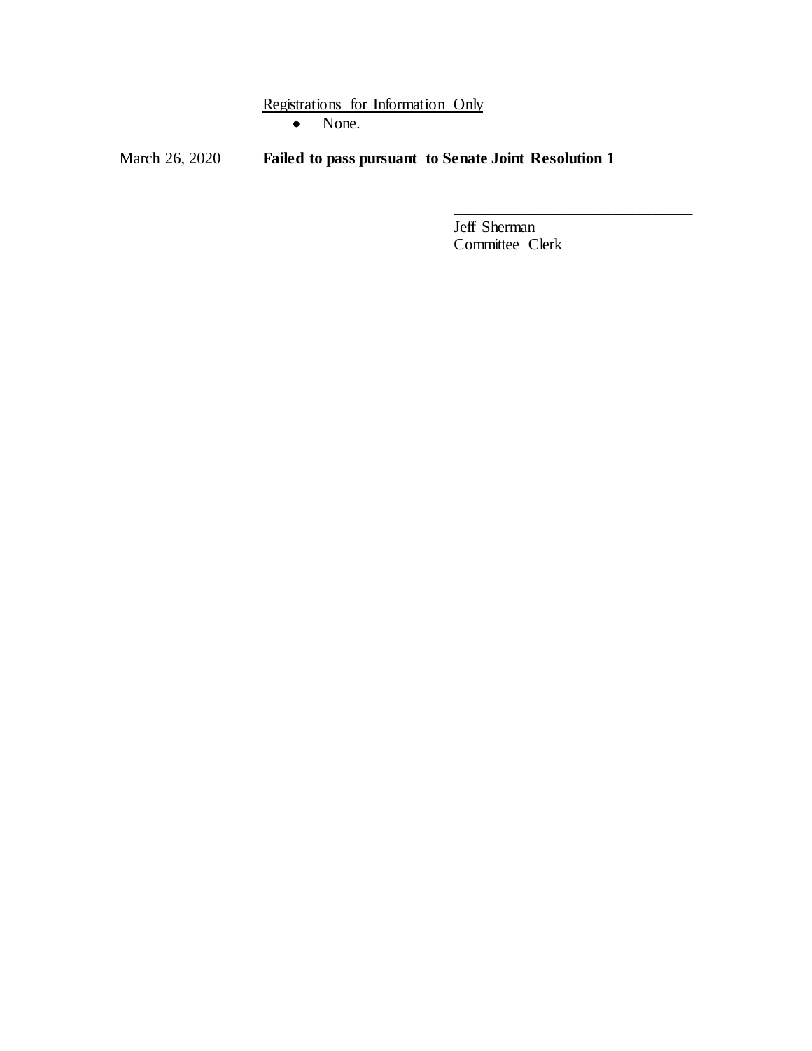Registrations for Information Only

- None.

March 26, 2020 **Failed to pass pursuant to Senate Joint Resolution 1**

\_\_\_\_\_\_\_\_\_\_\_\_\_\_\_\_\_\_\_\_\_\_\_\_\_\_\_\_\_\_\_\_

Jeff Sherman
Committee Clerk